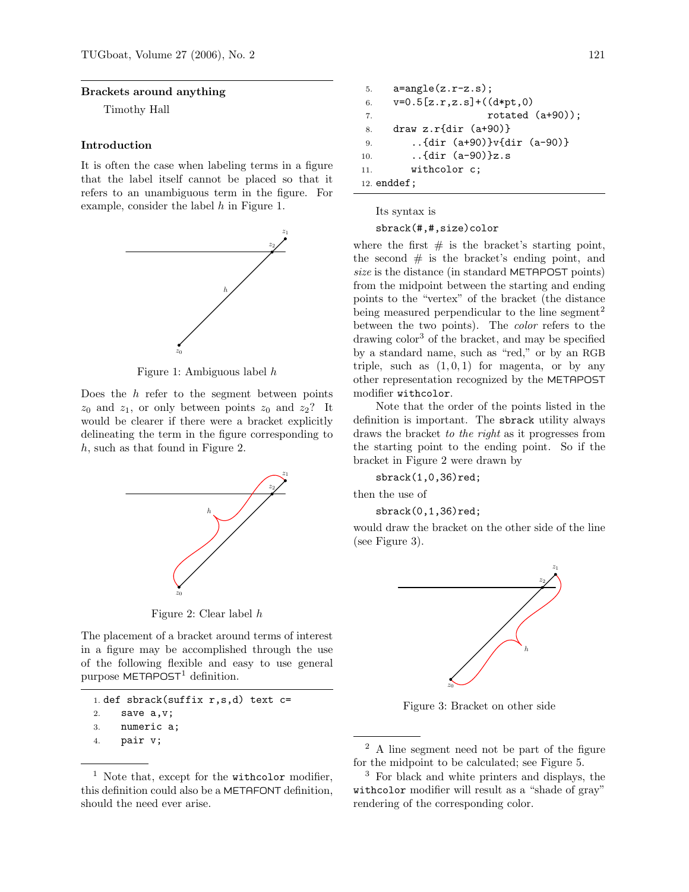## Brackets around anything

Timothy Hall

### Introduction

It is often the case when labeling terms in a figure that the label itself cannot be placed so that it refers to an unambiguous term in the figure. For example, consider the label $h$ in Figure 1.

Figure 1: Ambiguous label $h$

Does the $h$ refer to the segment between points $z_0$ and $z_1$, or only between points $z_0$ and $z_2$? It would be clearer if there were a bracket explicitly delineating the term in the figure corresponding to $h$, such as that found in Figure 2.

Figure 2: Clear label $h$

The placement of a bracket around terms of interest in a figure may be accomplished through the use of the following flexible and easy to use general purpose METAPOST[1] definition.

```
1. def sbrack(suffix r,s,d) text c=
2.    save a,v;
3.    numeric a;
4.    pair v;
5.    a=angle(z.r-z.s);
6.    v=0.5[z.r,z.s]+((d*pt,0)
7.                     rotated (a+90));
8.    draw z.r{dir (a+90)}
9.       ..{dir (a+90)}v{dir (a-90)}
10.      ..{dir (a-90)}z.s
11.      withcolor c;
12. enddef;
```

[1] Note that, except for the `withcolor` modifier, this definition could also be a METAFONT definition, should the need ever arise.

Its syntax is

```
sbrack(#,#,size)color
```

where the first # is the bracket's starting point, the second # is the bracket's ending point, and *size* is the distance (in standard METAPOST points) from the midpoint between the starting and ending points to the "vertex" of the bracket (the distance being measured perpendicular to the line segment[2] between the two points). The *color* refers to the drawing color[3] of the bracket, and may be specified by a standard name, such as "red," or by an RGB triple, such as $(1, 0, 1)$ for magenta, or by any other representation recognized by the METAPOST modifier `withcolor`.

Note that the order of the points listed in the definition is important. The `sbrack` utility always draws the bracket *to the right* as it progresses from the starting point to the ending point. So if the bracket in Figure 2 were drawn by

```
sbrack(1,0,36)red;
```

then the use of

```
sbrack(0,1,36)red;
```

would draw the bracket on the other side of the line (see Figure 3).

Figure 3: Bracket on other side

[2] A line segment need not be part of the figure for the midpoint to be calculated; see Figure 5.

[3] For black and white printers and displays, the `withcolor` modifier will result as a "shade of gray" rendering of the corresponding color.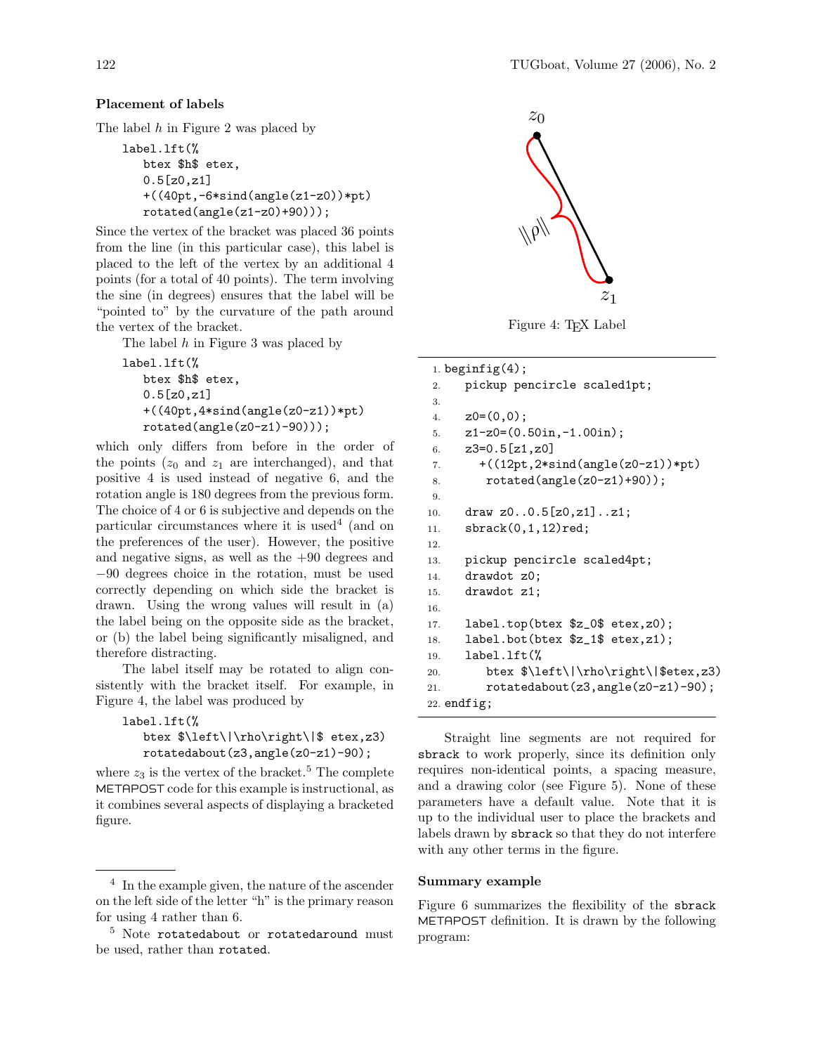### Placement of labels

The label $h$ in Figure 2 was placed by

```
label.lft(%
   btex $h$ etex,
   0.5[z0,z1]
   +((40pt,-6*sind(angle(z1-z0))*pt)
   rotated(angle(z1-z0)+90)));
```

Since the vertex of the bracket was placed 36 points from the line (in this particular case), this label is placed to the left of the vertex by an additional 4 points (for a total of 40 points). The term involving the sine (in degrees) ensures that the label will be "pointed to" by the curvature of the path around the vertex of the bracket.

The label $h$ in Figure 3 was placed by

```
label.lft(%
   btex $h$ etex,
   0.5[z0,z1]
   +((40pt,4*sind(angle(z0-z1))*pt)
   rotated(angle(z0-z1)-90)));
```

which only differs from before in the order of the points ($z_0$ and $z_1$ are interchanged), and that positive 4 is used instead of negative 6, and the rotation angle is 180 degrees from the previous form. The choice of 4 or 6 is subjective and depends on the particular circumstances where it is used[4] (and on the preferences of the user). However, the positive and negative signs, as well as the +90 degrees and −90 degrees choice in the rotation, must be used correctly depending on which side the bracket is drawn. Using the wrong values will result in (a) the label being on the opposite side as the bracket, or (b) the label being significantly misaligned, and therefore distracting.

The label itself may be rotated to align consistently with the bracket itself. For example, in Figure 4, the label was produced by

```
label.lft(%
   btex $\left\|\rho\right\|$ etex,z3)
   rotatedabout(z3,angle(z0-z1)-90);
```

where $z_3$ is the vertex of the bracket.[5] The complete METAPOST code for this example is instructional, as it combines several aspects of displaying a bracketed figure.

Figure 4: TEX Label

```
1. beginfig(4);
2.    pickup pencircle scaled1pt;
3.
4.    z0=(0,0);
5.    z1-z0=(0.50in,-1.00in);
6.    z3=0.5[z1,z0]
7.      +((12pt,2*sind(angle(z0-z1))*pt)
8.       rotated(angle(z0-z1)+90));
9.
10.   draw z0..0.5[z0,z1]..z1;
11.   sbrack(0,1,12)red;
12.
13.   pickup pencircle scaled4pt;
14.   drawdot z0;
15.   drawdot z1;
16.
17.   label.top(btex $z_0$ etex,z0);
18.   label.bot(btex $z_1$ etex,z1);
19.   label.lft(%
20.      btex $\left\|\rho\right\|$etex,z3)
21.      rotatedabout(z3,angle(z0-z1)-90);
22. endfig;
```

Straight line segments are not required for `sbrack` to work properly, since its definition only requires non-identical points, a spacing measure, and a drawing color (see Figure 5). None of these parameters have a default value. Note that it is up to the individual user to place the brackets and labels drawn by `sbrack` so that they do not interfere with any other terms in the figure.

### Summary example

Figure 6 summarizes the flexibility of the `sbrack` METAPOST definition. It is drawn by the following program:

---

[4] In the example given, the nature of the ascender on the left side of the letter "h" is the primary reason for using 4 rather than 6.

[5] Note `rotatedabout` or `rotatedaround` must be used, rather than `rotated`.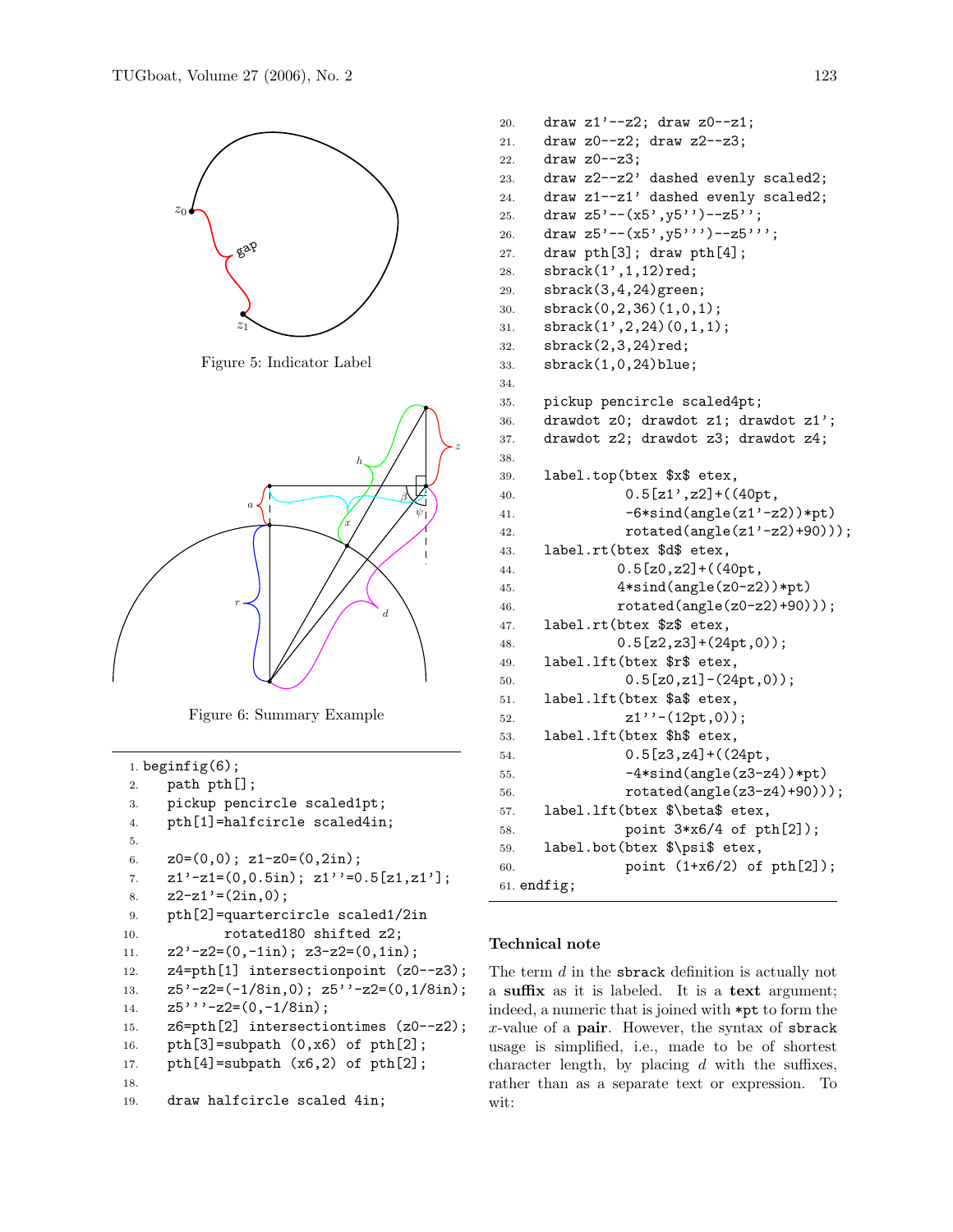Figure 5: Indicator Label

Figure 6: Summary Example

```
1. beginfig(6);
2.    path pth[];
3.    pickup pencircle scaled1pt;
4.    pth[1]=halfcircle scaled4in;
5.
6.    z0=(0,0); z1-z0=(0,2in);
7.    z1'-z1=(0,0.5in); z1''=0.5[z1,z1'];
8.    z2-z1'=(2in,0);
9.    pth[2]=quartercircle scaled1/2in
10.          rotated180 shifted z2;
11.   z2'-z2=(0,-1in); z3-z2=(0,1in);
12.   z4=pth[1] intersectionpoint (z0--z3);
13.   z5'-z2=(-1/8in,0); z5''-z2=(0,1/8in);
14.   z5'''-z2=(0,-1/8in);
15.   z6=pth[2] intersectiontimes (z0--z2);
16.   pth[3]=subpath (0,x6) of pth[2];
17.   pth[4]=subpath (x6,2) of pth[2];
18.
19.   draw halfcircle scaled 4in;
20.   draw z1'--z2; draw z0--z1;
21.   draw z0--z2; draw z2--z3;
22.   draw z0--z3;
23.   draw z2--z2' dashed evenly scaled2;
24.   draw z1--z1' dashed evenly scaled2;
25.   draw z5'--(x5',y5'')--z5'';
26.   draw z5'--(x5',y5''')--z5''';
27.   draw pth[3]; draw pth[4];
28.   sbrack(1',1,12)red;
29.   sbrack(3,4,24)green;
30.   sbrack(0,2,36)(1,0,1);
31.   sbrack(1',2,24)(0,1,1);
32.   sbrack(2,3,24)red;
33.   sbrack(1,0,24)blue;
34.
35.   pickup pencircle scaled4pt;
36.   drawdot z0; drawdot z1; drawdot z1';
37.   drawdot z2; drawdot z3; drawdot z4;
38.
39.   label.top(btex $x$ etex,
40.             0.5[z1',z2]+((40pt,
41.             -6*sind(angle(z1'-z2))*pt)
42.             rotated(angle(z1'-z2)+90)));
43.   label.rt(btex $d$ etex,
44.            0.5[z0,z2]+((40pt,
45.            4*sind(angle(z0-z2))*pt)
46.            rotated(angle(z0-z2)+90)));
47.   label.rt(btex $z$ etex,
48.            0.5[z2,z3]+(24pt,0));
49.   label.lft(btex $r$ etex,
50.             0.5[z0,z1]-(24pt,0));
51.   label.lft(btex $a$ etex,
52.             z1''-(12pt,0));
53.   label.lft(btex $h$ etex,
54.             0.5[z3,z4]+((24pt,
55.             -4*sind(angle(z3-z4))*pt)
56.             rotated(angle(z3-z4)+90)));
57.   label.lft(btex $\beta$ etex,
58.             point 3*x6/4 of pth[2]);
59.   label.bot(btex $\psi$ etex,
60.             point (1+x6/2) of pth[2]);
61. endfig;
```

### Technical note

The term $d$ in the `sbrack` definition is actually not a **suffix** as it is labeled. It is a **text** argument; indeed, a numeric that is joined with `*pt` to form the $x$-value of a **pair**. However, the syntax of `sbrack` usage is simplified, i.e., made to be of shortest character length, by placing $d$ with the suffixes, rather than as a separate text or expression. To wit: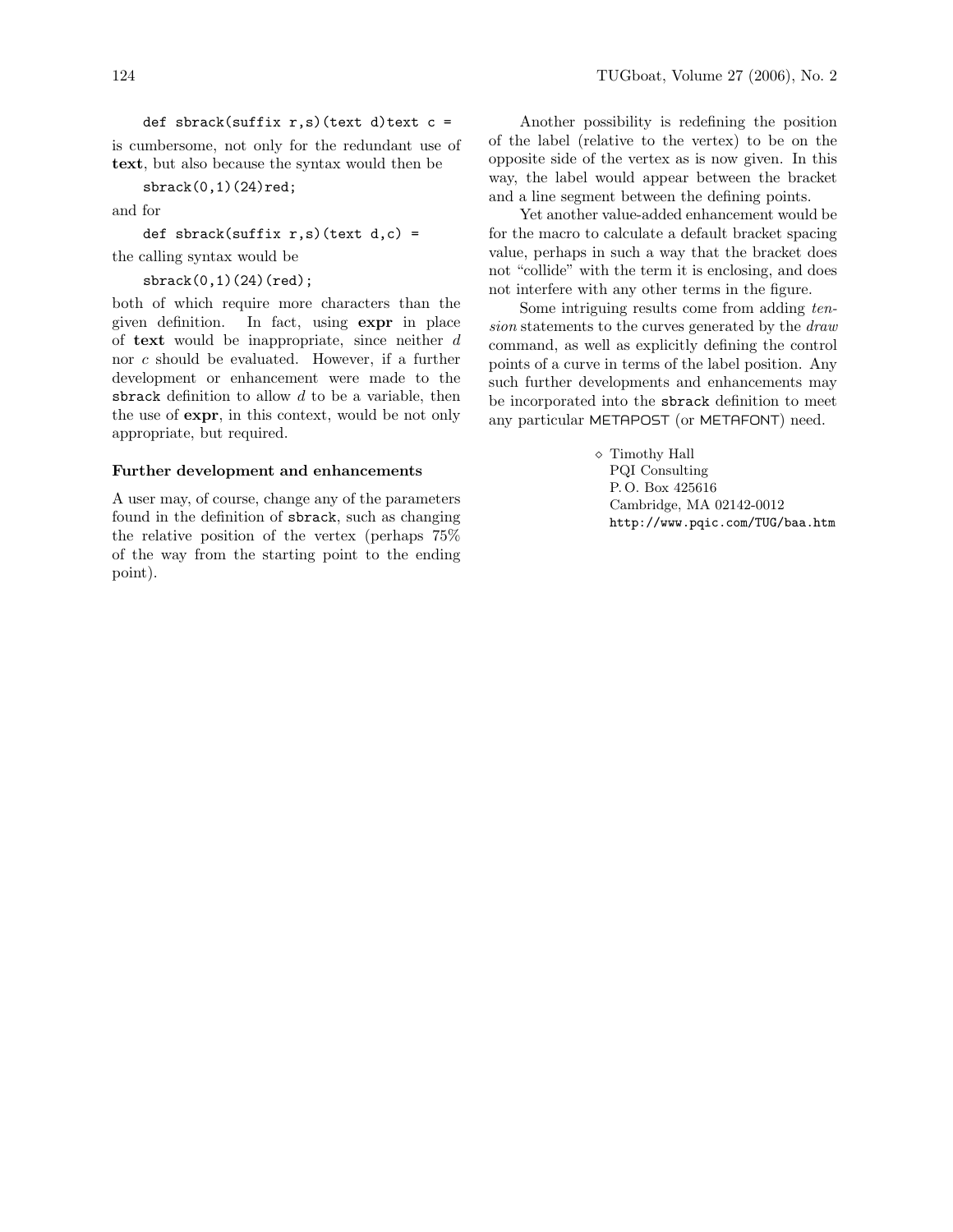```
def sbrack(suffix r,s)(text d)text c =
```

is cumbersome, not only for the redundant use of **text**, but also because the syntax would then be

```
sbrack(0,1)(24)red;
```

and for

```
def sbrack(suffix r,s)(text d,c) =
```

the calling syntax would be

```
sbrack(0,1)(24)(red);
```

both of which require more characters than the given definition. In fact, using **expr** in place of **text** would be inappropriate, since neither *d* nor *c* should be evaluated. However, if a further development or enhancement were made to the sbrack definition to allow *d* to be a variable, then the use of **expr**, in this context, would be not only appropriate, but required.

### Further development and enhancements

A user may, of course, change any of the parameters found in the definition of sbrack, such as changing the relative position of the vertex (perhaps 75% of the way from the starting point to the ending point).

Another possibility is redefining the position of the label (relative to the vertex) to be on the opposite side of the vertex as is now given. In this way, the label would appear between the bracket and a line segment between the defining points.

Yet another value-added enhancement would be for the macro to calculate a default bracket spacing value, perhaps in such a way that the bracket does not "collide" with the term it is enclosing, and does not interfere with any other terms in the figure.

Some intriguing results come from adding *tension* statements to the curves generated by the *draw* command, as well as explicitly defining the control points of a curve in terms of the label position. Any such further developments and enhancements may be incorporated into the sbrack definition to meet any particular METAPOST (or METAFONT) need.

◇ Timothy Hall
PQI Consulting
P. O. Box 425616
Cambridge, MA 02142-0012
http://www.pqic.com/TUG/baa.htm